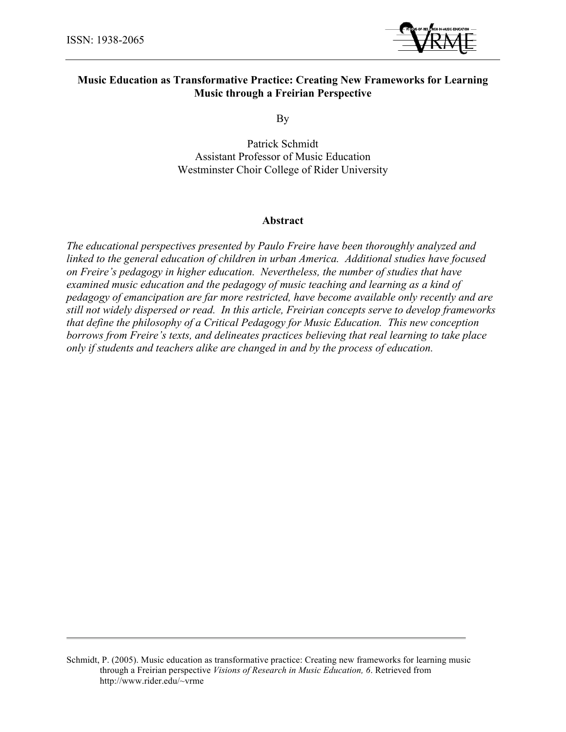ISSN: 1938-2065

# Music Education as Transformative Practice: Creating New Frameworks for Learning Music through a Freirian Perspective

By

Patrick Schmidt
Assistant Professor of Music Education
Westminster Choir College of Rider University

## Abstract

*The educational perspectives presented by Paulo Freire have been thoroughly analyzed and linked to the general education of children in urban America. Additional studies have focused on Freire's pedagogy in higher education. Nevertheless, the number of studies that have examined music education and the pedagogy of music teaching and learning as a kind of pedagogy of emancipation are far more restricted, have become available only recently and are still not widely dispersed or read. In this article, Freirian concepts serve to develop frameworks that define the philosophy of a Critical Pedagogy for Music Education. This new conception borrows from Freire's texts, and delineates practices believing that real learning to take place only if students and teachers alike are changed in and by the process of education.*

---

Schmidt, P. (2005). Music education as transformative practice: Creating new frameworks for learning music through a Freirian perspective *Visions of Research in Music Education, 6*. Retrieved from http://www.rider.edu/~vrme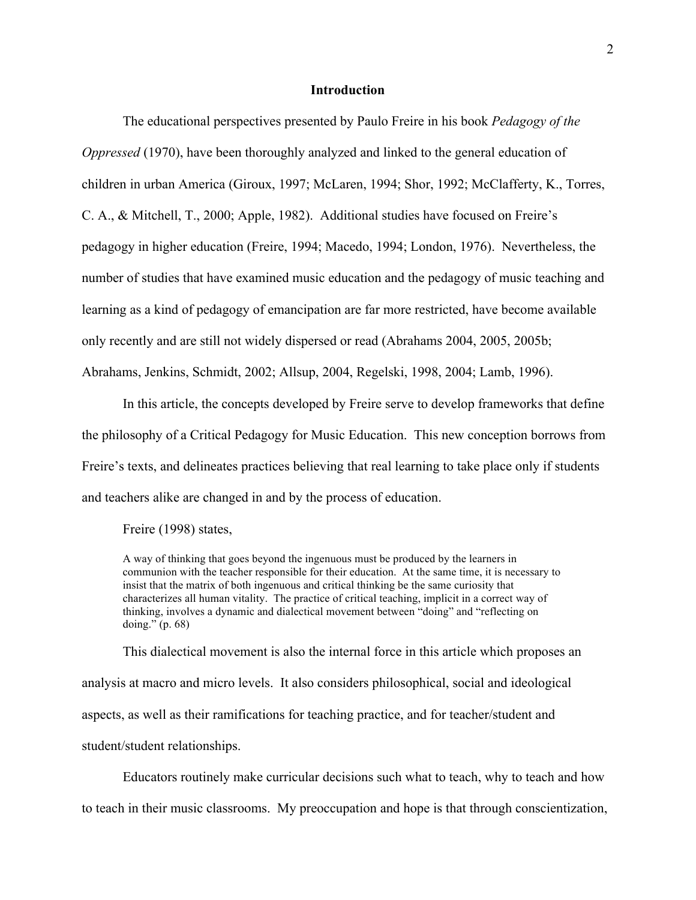## Introduction

The educational perspectives presented by Paulo Freire in his book *Pedagogy of the Oppressed* (1970), have been thoroughly analyzed and linked to the general education of children in urban America (Giroux, 1997; McLaren, 1994; Shor, 1992; McClafferty, K., Torres, C. A., & Mitchell, T., 2000; Apple, 1982). Additional studies have focused on Freire's pedagogy in higher education (Freire, 1994; Macedo, 1994; London, 1976). Nevertheless, the number of studies that have examined music education and the pedagogy of music teaching and learning as a kind of pedagogy of emancipation are far more restricted, have become available only recently and are still not widely dispersed or read (Abrahams 2004, 2005, 2005b; Abrahams, Jenkins, Schmidt, 2002; Allsup, 2004, Regelski, 1998, 2004; Lamb, 1996).

In this article, the concepts developed by Freire serve to develop frameworks that define the philosophy of a Critical Pedagogy for Music Education. This new conception borrows from Freire's texts, and delineates practices believing that real learning to take place only if students and teachers alike are changed in and by the process of education.

Freire (1998) states,

> A way of thinking that goes beyond the ingenuous must be produced by the learners in communion with the teacher responsible for their education. At the same time, it is necessary to insist that the matrix of both ingenuous and critical thinking be the same curiosity that characterizes all human vitality. The practice of critical teaching, implicit in a correct way of thinking, involves a dynamic and dialectical movement between "doing" and "reflecting on doing." (p. 68)

This dialectical movement is also the internal force in this article which proposes an analysis at macro and micro levels. It also considers philosophical, social and ideological aspects, as well as their ramifications for teaching practice, and for teacher/student and student/student relationships.

Educators routinely make curricular decisions such what to teach, why to teach and how to teach in their music classrooms. My preoccupation and hope is that through conscientization,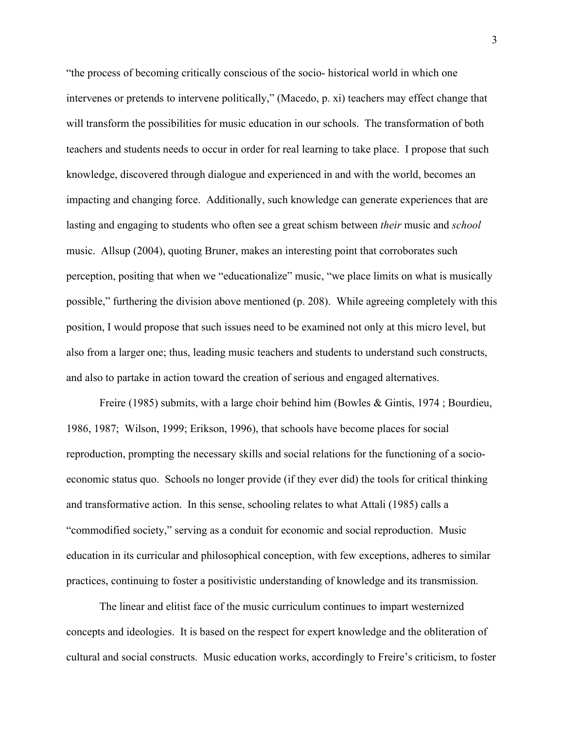"the process of becoming critically conscious of the socio- historical world in which one intervenes or pretends to intervene politically," (Macedo, p. xi) teachers may effect change that will transform the possibilities for music education in our schools. The transformation of both teachers and students needs to occur in order for real learning to take place. I propose that such knowledge, discovered through dialogue and experienced in and with the world, becomes an impacting and changing force. Additionally, such knowledge can generate experiences that are lasting and engaging to students who often see a great schism between *their* music and *school* music. Allsup (2004), quoting Bruner, makes an interesting point that corroborates such perception, positing that when we "educationalize" music, "we place limits on what is musically possible," furthering the division above mentioned (p. 208). While agreeing completely with this position, I would propose that such issues need to be examined not only at this micro level, but also from a larger one; thus, leading music teachers and students to understand such constructs, and also to partake in action toward the creation of serious and engaged alternatives.

Freire (1985) submits, with a large choir behind him (Bowles & Gintis, 1974 ; Bourdieu, 1986, 1987; Wilson, 1999; Erikson, 1996), that schools have become places for social reproduction, prompting the necessary skills and social relations for the functioning of a socio-economic status quo. Schools no longer provide (if they ever did) the tools for critical thinking and transformative action. In this sense, schooling relates to what Attali (1985) calls a "commodified society," serving as a conduit for economic and social reproduction. Music education in its curricular and philosophical conception, with few exceptions, adheres to similar practices, continuing to foster a positivistic understanding of knowledge and its transmission.

The linear and elitist face of the music curriculum continues to impart westernized concepts and ideologies. It is based on the respect for expert knowledge and the obliteration of cultural and social constructs. Music education works, accordingly to Freire's criticism, to foster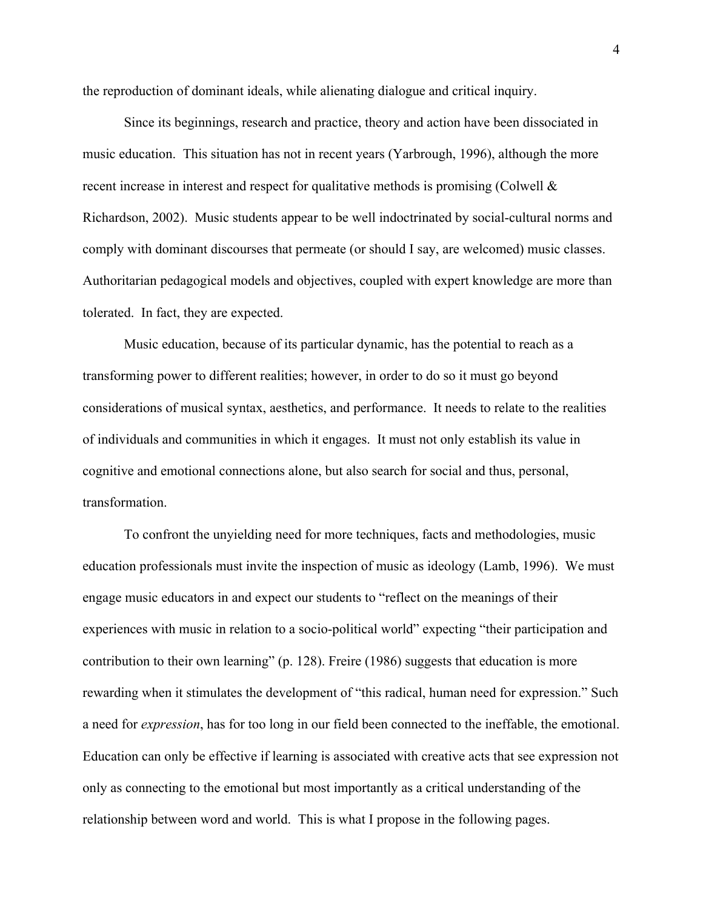the reproduction of dominant ideals, while alienating dialogue and critical inquiry.

Since its beginnings, research and practice, theory and action have been dissociated in music education. This situation has not in recent years (Yarbrough, 1996), although the more recent increase in interest and respect for qualitative methods is promising (Colwell & Richardson, 2002). Music students appear to be well indoctrinated by social-cultural norms and comply with dominant discourses that permeate (or should I say, are welcomed) music classes. Authoritarian pedagogical models and objectives, coupled with expert knowledge are more than tolerated. In fact, they are expected.

Music education, because of its particular dynamic, has the potential to reach as a transforming power to different realities; however, in order to do so it must go beyond considerations of musical syntax, aesthetics, and performance. It needs to relate to the realities of individuals and communities in which it engages. It must not only establish its value in cognitive and emotional connections alone, but also search for social and thus, personal, transformation.

To confront the unyielding need for more techniques, facts and methodologies, music education professionals must invite the inspection of music as ideology (Lamb, 1996). We must engage music educators in and expect our students to "reflect on the meanings of their experiences with music in relation to a socio-political world" expecting "their participation and contribution to their own learning" (p. 128). Freire (1986) suggests that education is more rewarding when it stimulates the development of "this radical, human need for expression." Such a need for *expression*, has for too long in our field been connected to the ineffable, the emotional. Education can only be effective if learning is associated with creative acts that see expression not only as connecting to the emotional but most importantly as a critical understanding of the relationship between word and world. This is what I propose in the following pages.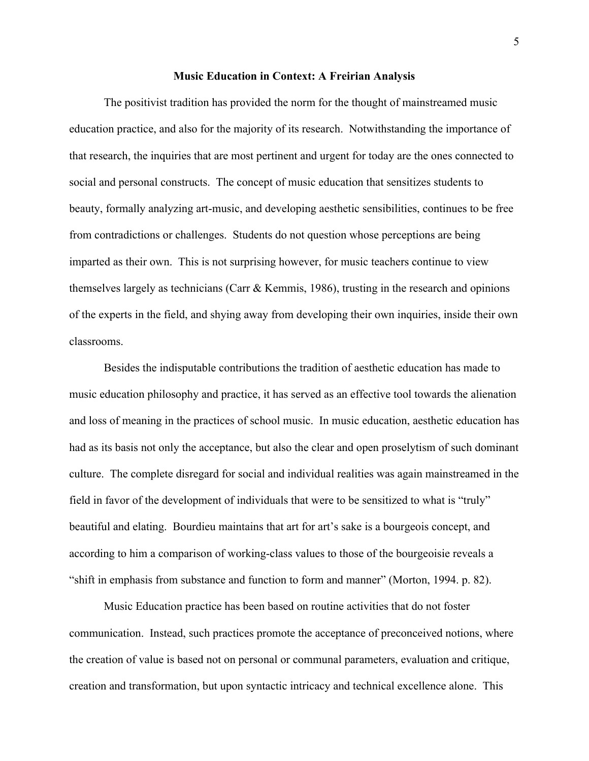## Music Education in Context: A Freirian Analysis

The positivist tradition has provided the norm for the thought of mainstreamed music education practice, and also for the majority of its research. Notwithstanding the importance of that research, the inquiries that are most pertinent and urgent for today are the ones connected to social and personal constructs. The concept of music education that sensitizes students to beauty, formally analyzing art-music, and developing aesthetic sensibilities, continues to be free from contradictions or challenges. Students do not question whose perceptions are being imparted as their own. This is not surprising however, for music teachers continue to view themselves largely as technicians (Carr & Kemmis, 1986), trusting in the research and opinions of the experts in the field, and shying away from developing their own inquiries, inside their own classrooms.

Besides the indisputable contributions the tradition of aesthetic education has made to music education philosophy and practice, it has served as an effective tool towards the alienation and loss of meaning in the practices of school music. In music education, aesthetic education has had as its basis not only the acceptance, but also the clear and open proselytism of such dominant culture. The complete disregard for social and individual realities was again mainstreamed in the field in favor of the development of individuals that were to be sensitized to what is "truly" beautiful and elating. Bourdieu maintains that art for art's sake is a bourgeois concept, and according to him a comparison of working-class values to those of the bourgeoisie reveals a "shift in emphasis from substance and function to form and manner" (Morton, 1994. p. 82).

Music Education practice has been based on routine activities that do not foster communication. Instead, such practices promote the acceptance of preconceived notions, where the creation of value is based not on personal or communal parameters, evaluation and critique, creation and transformation, but upon syntactic intricacy and technical excellence alone. This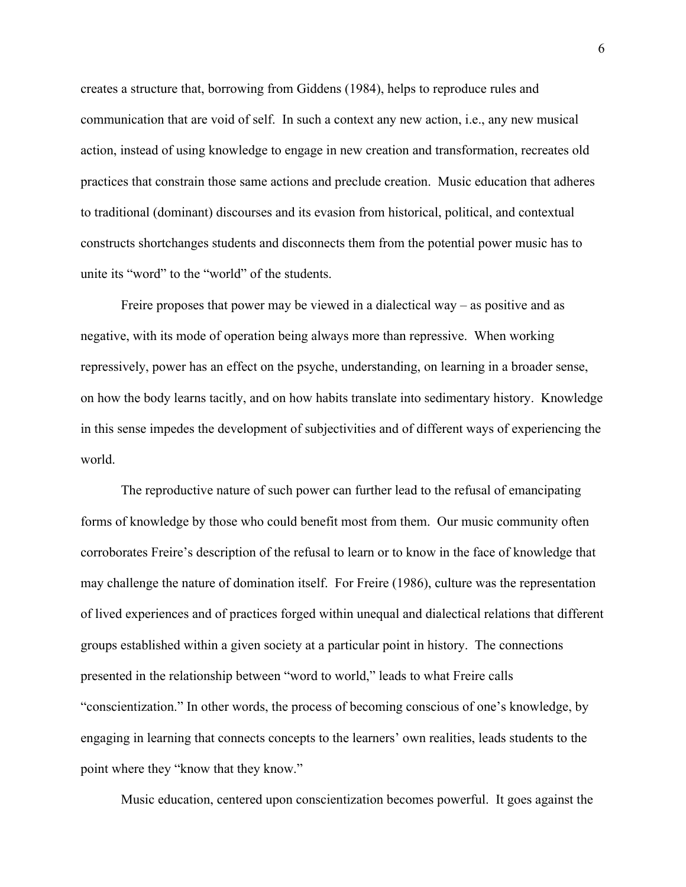creates a structure that, borrowing from Giddens (1984), helps to reproduce rules and communication that are void of self. In such a context any new action, i.e., any new musical action, instead of using knowledge to engage in new creation and transformation, recreates old practices that constrain those same actions and preclude creation. Music education that adheres to traditional (dominant) discourses and its evasion from historical, political, and contextual constructs shortchanges students and disconnects them from the potential power music has to unite its "word" to the "world" of the students.

Freire proposes that power may be viewed in a dialectical way – as positive and as negative, with its mode of operation being always more than repressive. When working repressively, power has an effect on the psyche, understanding, on learning in a broader sense, on how the body learns tacitly, and on how habits translate into sedimentary history. Knowledge in this sense impedes the development of subjectivities and of different ways of experiencing the world.

The reproductive nature of such power can further lead to the refusal of emancipating forms of knowledge by those who could benefit most from them. Our music community often corroborates Freire's description of the refusal to learn or to know in the face of knowledge that may challenge the nature of domination itself. For Freire (1986), culture was the representation of lived experiences and of practices forged within unequal and dialectical relations that different groups established within a given society at a particular point in history. The connections presented in the relationship between "word to world," leads to what Freire calls "conscientization." In other words, the process of becoming conscious of one's knowledge, by engaging in learning that connects concepts to the learners' own realities, leads students to the point where they "know that they know."

Music education, centered upon conscientization becomes powerful. It goes against the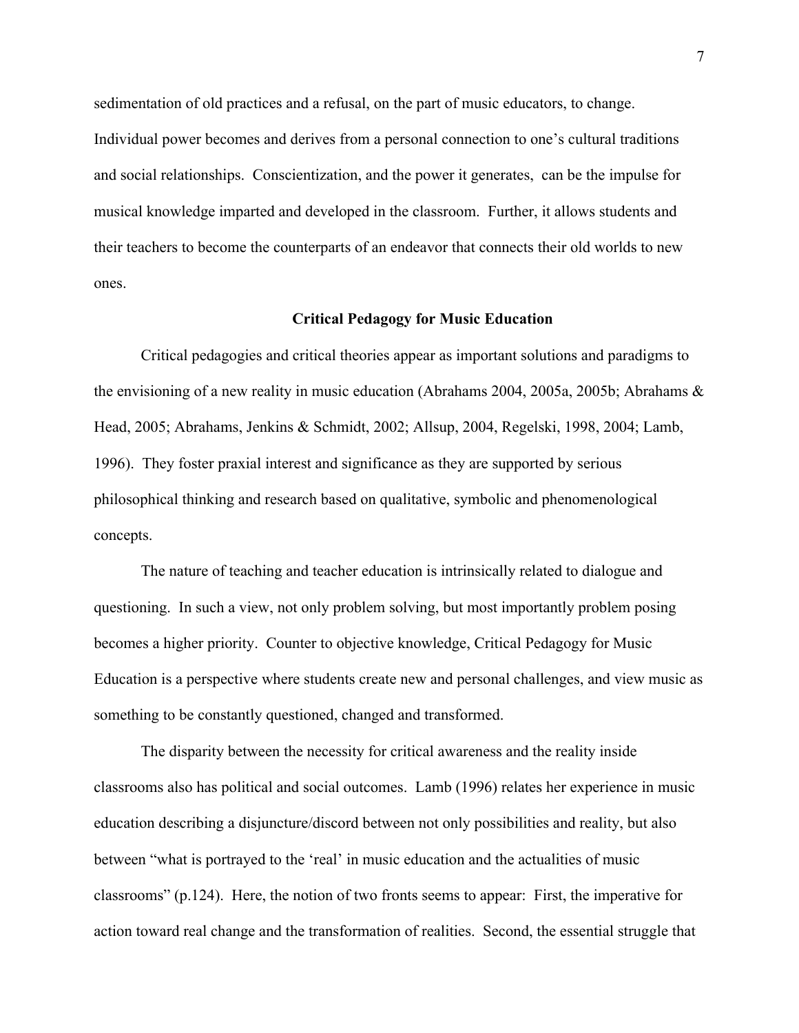sedimentation of old practices and a refusal, on the part of music educators, to change. Individual power becomes and derives from a personal connection to one's cultural traditions and social relationships. Conscientization, and the power it generates, can be the impulse for musical knowledge imparted and developed in the classroom. Further, it allows students and their teachers to become the counterparts of an endeavor that connects their old worlds to new ones.

## Critical Pedagogy for Music Education

Critical pedagogies and critical theories appear as important solutions and paradigms to the envisioning of a new reality in music education (Abrahams 2004, 2005a, 2005b; Abrahams & Head, 2005; Abrahams, Jenkins & Schmidt, 2002; Allsup, 2004, Regelski, 1998, 2004; Lamb, 1996). They foster praxial interest and significance as they are supported by serious philosophical thinking and research based on qualitative, symbolic and phenomenological concepts.

The nature of teaching and teacher education is intrinsically related to dialogue and questioning. In such a view, not only problem solving, but most importantly problem posing becomes a higher priority. Counter to objective knowledge, Critical Pedagogy for Music Education is a perspective where students create new and personal challenges, and view music as something to be constantly questioned, changed and transformed.

The disparity between the necessity for critical awareness and the reality inside classrooms also has political and social outcomes. Lamb (1996) relates her experience in music education describing a disjuncture/discord between not only possibilities and reality, but also between "what is portrayed to the 'real' in music education and the actualities of music classrooms" (p.124). Here, the notion of two fronts seems to appear: First, the imperative for action toward real change and the transformation of realities. Second, the essential struggle that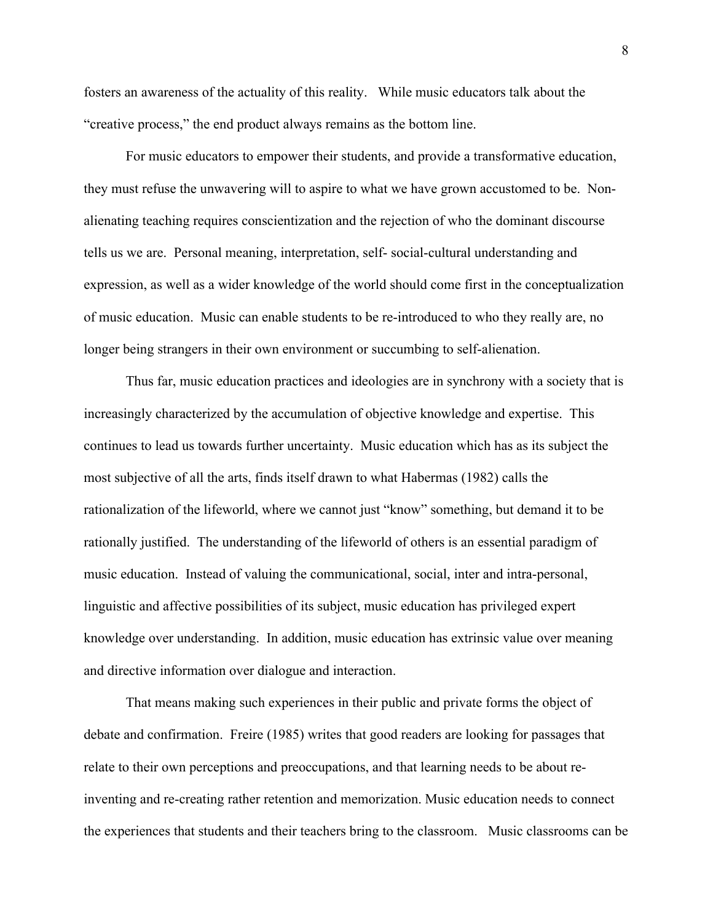fosters an awareness of the actuality of this reality. While music educators talk about the "creative process," the end product always remains as the bottom line.

For music educators to empower their students, and provide a transformative education, they must refuse the unwavering will to aspire to what we have grown accustomed to be. Non-alienating teaching requires conscientization and the rejection of who the dominant discourse tells us we are. Personal meaning, interpretation, self- social-cultural understanding and expression, as well as a wider knowledge of the world should come first in the conceptualization of music education. Music can enable students to be re-introduced to who they really are, no longer being strangers in their own environment or succumbing to self-alienation.

Thus far, music education practices and ideologies are in synchrony with a society that is increasingly characterized by the accumulation of objective knowledge and expertise. This continues to lead us towards further uncertainty. Music education which has as its subject the most subjective of all the arts, finds itself drawn to what Habermas (1982) calls the rationalization of the lifeworld, where we cannot just "know" something, but demand it to be rationally justified. The understanding of the lifeworld of others is an essential paradigm of music education. Instead of valuing the communicational, social, inter and intra-personal, linguistic and affective possibilities of its subject, music education has privileged expert knowledge over understanding. In addition, music education has extrinsic value over meaning and directive information over dialogue and interaction.

That means making such experiences in their public and private forms the object of debate and confirmation. Freire (1985) writes that good readers are looking for passages that relate to their own perceptions and preoccupations, and that learning needs to be about re-inventing and re-creating rather retention and memorization. Music education needs to connect the experiences that students and their teachers bring to the classroom. Music classrooms can be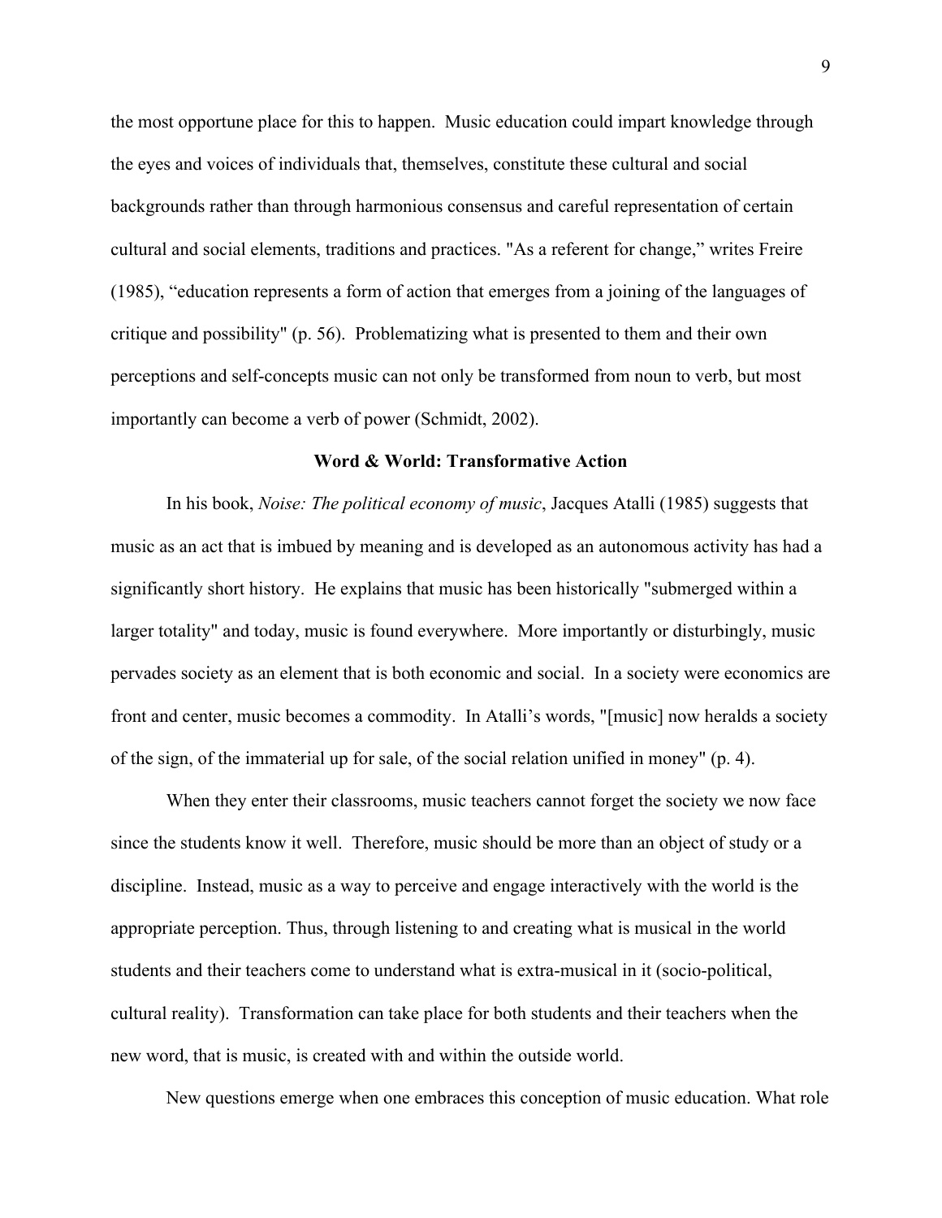the most opportune place for this to happen. Music education could impart knowledge through the eyes and voices of individuals that, themselves, constitute these cultural and social backgrounds rather than through harmonious consensus and careful representation of certain cultural and social elements, traditions and practices. "As a referent for change," writes Freire (1985), "education represents a form of action that emerges from a joining of the languages of critique and possibility" (p. 56). Problematizing what is presented to them and their own perceptions and self-concepts music can not only be transformed from noun to verb, but most importantly can become a verb of power (Schmidt, 2002).

**Word & World: Transformative Action**

In his book, *Noise: The political economy of music*, Jacques Atalli (1985) suggests that music as an act that is imbued by meaning and is developed as an autonomous activity has had a significantly short history. He explains that music has been historically "submerged within a larger totality" and today, music is found everywhere. More importantly or disturbingly, music pervades society as an element that is both economic and social. In a society were economics are front and center, music becomes a commodity. In Atalli's words, "[music] now heralds a society of the sign, of the immaterial up for sale, of the social relation unified in money" (p. 4).

When they enter their classrooms, music teachers cannot forget the society we now face since the students know it well. Therefore, music should be more than an object of study or a discipline. Instead, music as a way to perceive and engage interactively with the world is the appropriate perception. Thus, through listening to and creating what is musical in the world students and their teachers come to understand what is extra-musical in it (socio-political, cultural reality). Transformation can take place for both students and their teachers when the new word, that is music, is created with and within the outside world.

New questions emerge when one embraces this conception of music education. What role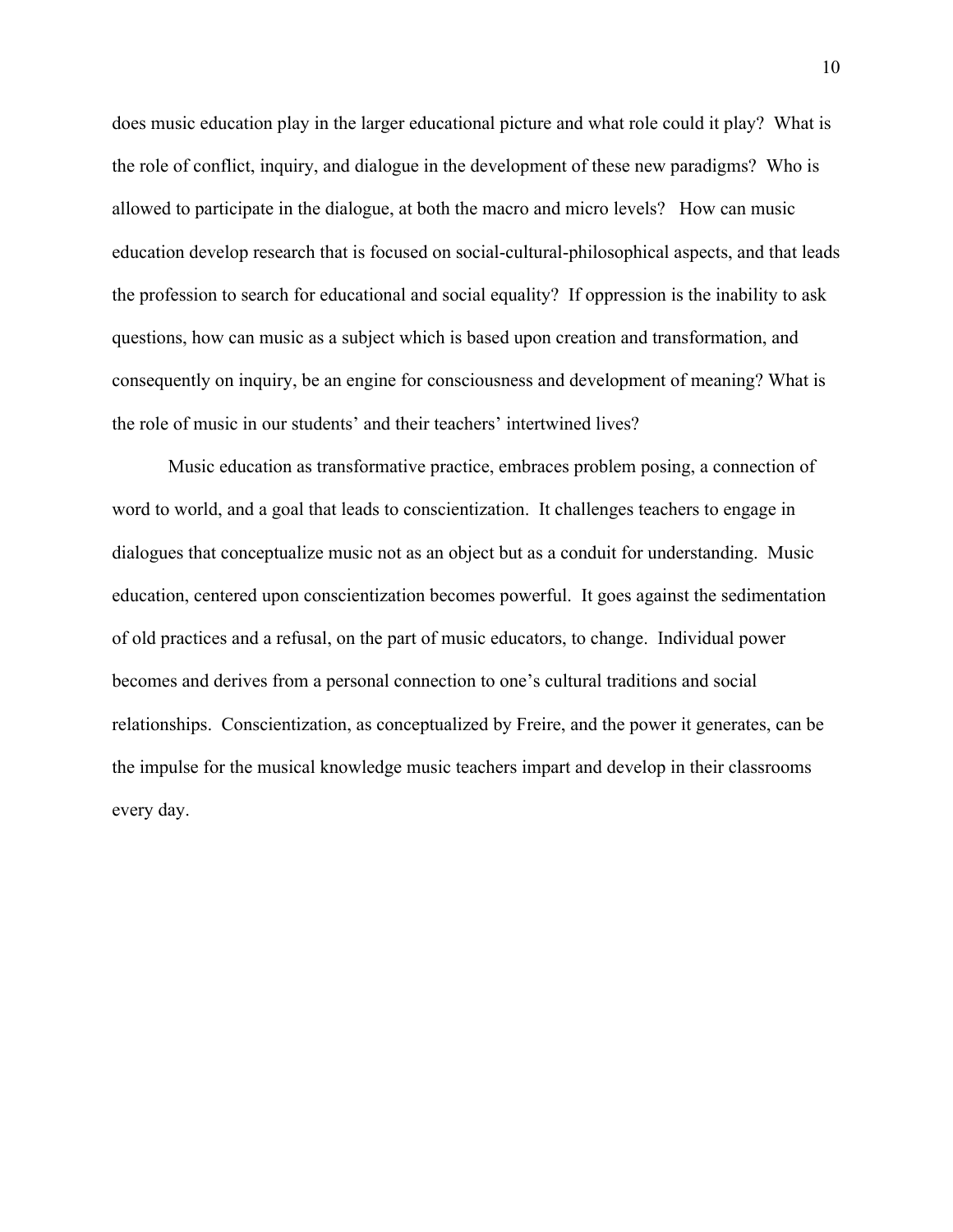does music education play in the larger educational picture and what role could it play? What is the role of conflict, inquiry, and dialogue in the development of these new paradigms? Who is allowed to participate in the dialogue, at both the macro and micro levels? How can music education develop research that is focused on social-cultural-philosophical aspects, and that leads the profession to search for educational and social equality? If oppression is the inability to ask questions, how can music as a subject which is based upon creation and transformation, and consequently on inquiry, be an engine for consciousness and development of meaning? What is the role of music in our students' and their teachers' intertwined lives?

Music education as transformative practice, embraces problem posing, a connection of word to world, and a goal that leads to conscientization. It challenges teachers to engage in dialogues that conceptualize music not as an object but as a conduit for understanding. Music education, centered upon conscientization becomes powerful. It goes against the sedimentation of old practices and a refusal, on the part of music educators, to change. Individual power becomes and derives from a personal connection to one's cultural traditions and social relationships. Conscientization, as conceptualized by Freire, and the power it generates, can be the impulse for the musical knowledge music teachers impart and develop in their classrooms every day.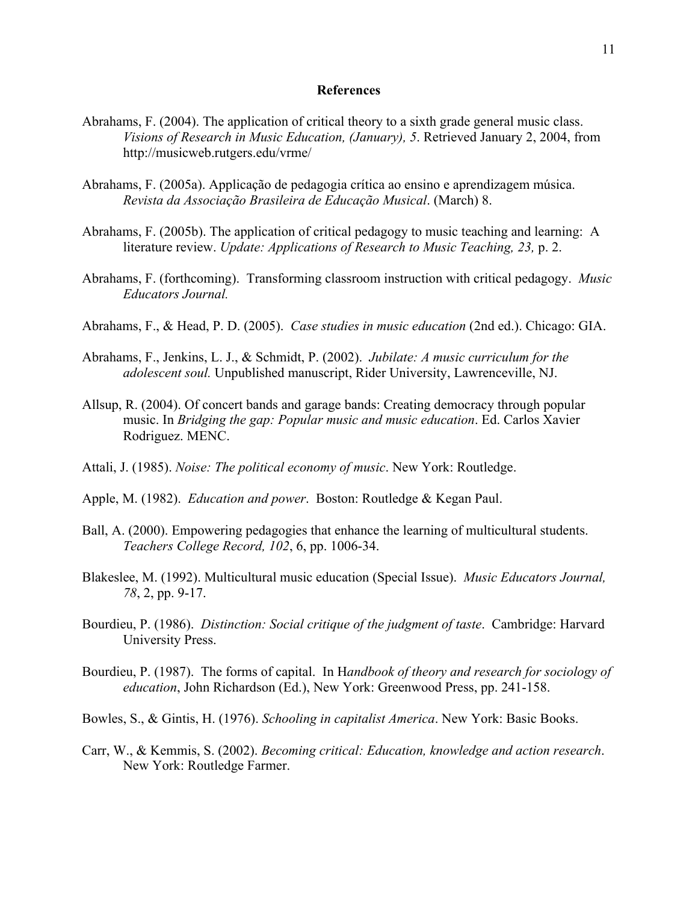## References

Abrahams, F. (2004). The application of critical theory to a sixth grade general music class. *Visions of Research in Music Education, (January), 5*. Retrieved January 2, 2004, from http://musicweb.rutgers.edu/vrme/

Abrahams, F. (2005a). Applicação de pedagogia crítica ao ensino e aprendizagem música. *Revista da Associação Brasileira de Educação Musical*. (March) 8.

Abrahams, F. (2005b). The application of critical pedagogy to music teaching and learning: A literature review. *Update: Applications of Research to Music Teaching, 23,* p. 2.

Abrahams, F. (forthcoming). Transforming classroom instruction with critical pedagogy. *Music Educators Journal.*

Abrahams, F., & Head, P. D. (2005). *Case studies in music education* (2nd ed.). Chicago: GIA.

Abrahams, F., Jenkins, L. J., & Schmidt, P. (2002). *Jubilate: A music curriculum for the adolescent soul.* Unpublished manuscript, Rider University, Lawrenceville, NJ.

Allsup, R. (2004). Of concert bands and garage bands: Creating democracy through popular music. In *Bridging the gap: Popular music and music education*. Ed. Carlos Xavier Rodriguez. MENC.

Attali, J. (1985). *Noise: The political economy of music*. New York: Routledge.

Apple, M. (1982). *Education and power*. Boston: Routledge & Kegan Paul.

Ball, A. (2000). Empowering pedagogies that enhance the learning of multicultural students. *Teachers College Record, 102*, 6, pp. 1006-34.

Blakeslee, M. (1992). Multicultural music education (Special Issue). *Music Educators Journal, 78*, 2, pp. 9-17.

Bourdieu, P. (1986). *Distinction: Social critique of the judgment of taste*. Cambridge: Harvard University Press.

Bourdieu, P. (1987). The forms of capital. In H*andbook of theory and research for sociology of education*, John Richardson (Ed.), New York: Greenwood Press, pp. 241-158.

Bowles, S., & Gintis, H. (1976). *Schooling in capitalist America*. New York: Basic Books.

Carr, W., & Kemmis, S. (2002). *Becoming critical: Education, knowledge and action research*. New York: Routledge Farmer.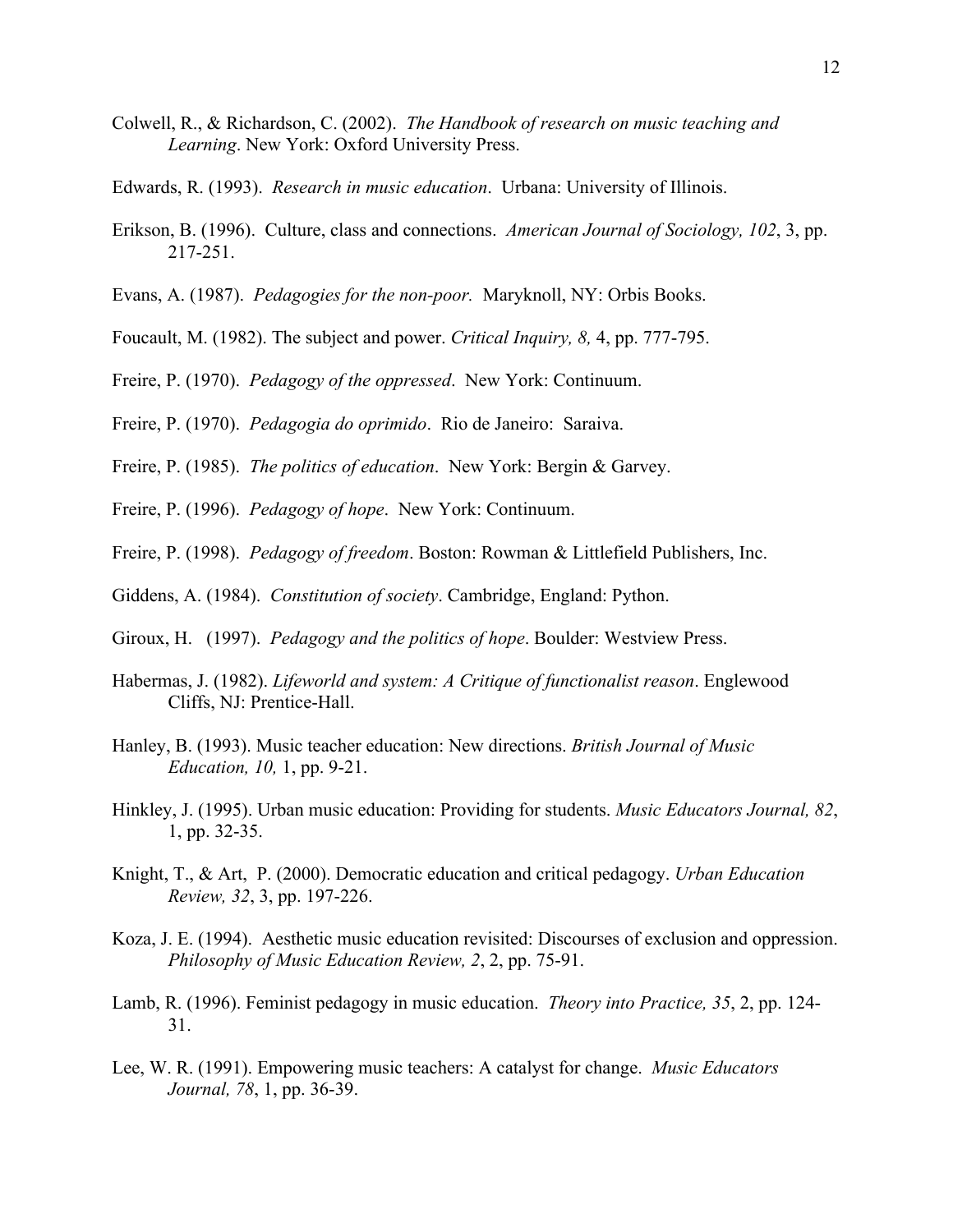Colwell, R., & Richardson, C. (2002). *The Handbook of research on music teaching and Learning*. New York: Oxford University Press.

Edwards, R. (1993). *Research in music education*. Urbana: University of Illinois.

Erikson, B. (1996). Culture, class and connections. *American Journal of Sociology, 102*, 3, pp. 217-251.

Evans, A. (1987). *Pedagogies for the non-poor.* Maryknoll, NY: Orbis Books.

Foucault, M. (1982). The subject and power. *Critical Inquiry, 8,* 4, pp. 777-795.

Freire, P. (1970). *Pedagogy of the oppressed*. New York: Continuum.

Freire, P. (1970). *Pedagogia do oprimido*. Rio de Janeiro: Saraiva.

Freire, P. (1985). *The politics of education*. New York: Bergin & Garvey.

Freire, P. (1996). *Pedagogy of hope*. New York: Continuum.

Freire, P. (1998). *Pedagogy of freedom*. Boston: Rowman & Littlefield Publishers, Inc.

Giddens, A. (1984). *Constitution of society*. Cambridge, England: Python.

Giroux, H. (1997). *Pedagogy and the politics of hope*. Boulder: Westview Press.

Habermas, J. (1982). *Lifeworld and system: A Critique of functionalist reason*. Englewood Cliffs, NJ: Prentice-Hall.

Hanley, B. (1993). Music teacher education: New directions. *British Journal of Music Education, 10,* 1, pp. 9-21.

Hinkley, J. (1995). Urban music education: Providing for students. *Music Educators Journal, 82*, 1, pp. 32-35.

Knight, T., & Art, P. (2000). Democratic education and critical pedagogy. *Urban Education Review, 32*, 3, pp. 197-226.

Koza, J. E. (1994). Aesthetic music education revisited: Discourses of exclusion and oppression. *Philosophy of Music Education Review, 2*, 2, pp. 75-91.

Lamb, R. (1996). Feminist pedagogy in music education. *Theory into Practice, 35*, 2, pp. 124-31.

Lee, W. R. (1991). Empowering music teachers: A catalyst for change. *Music Educators Journal, 78*, 1, pp. 36-39.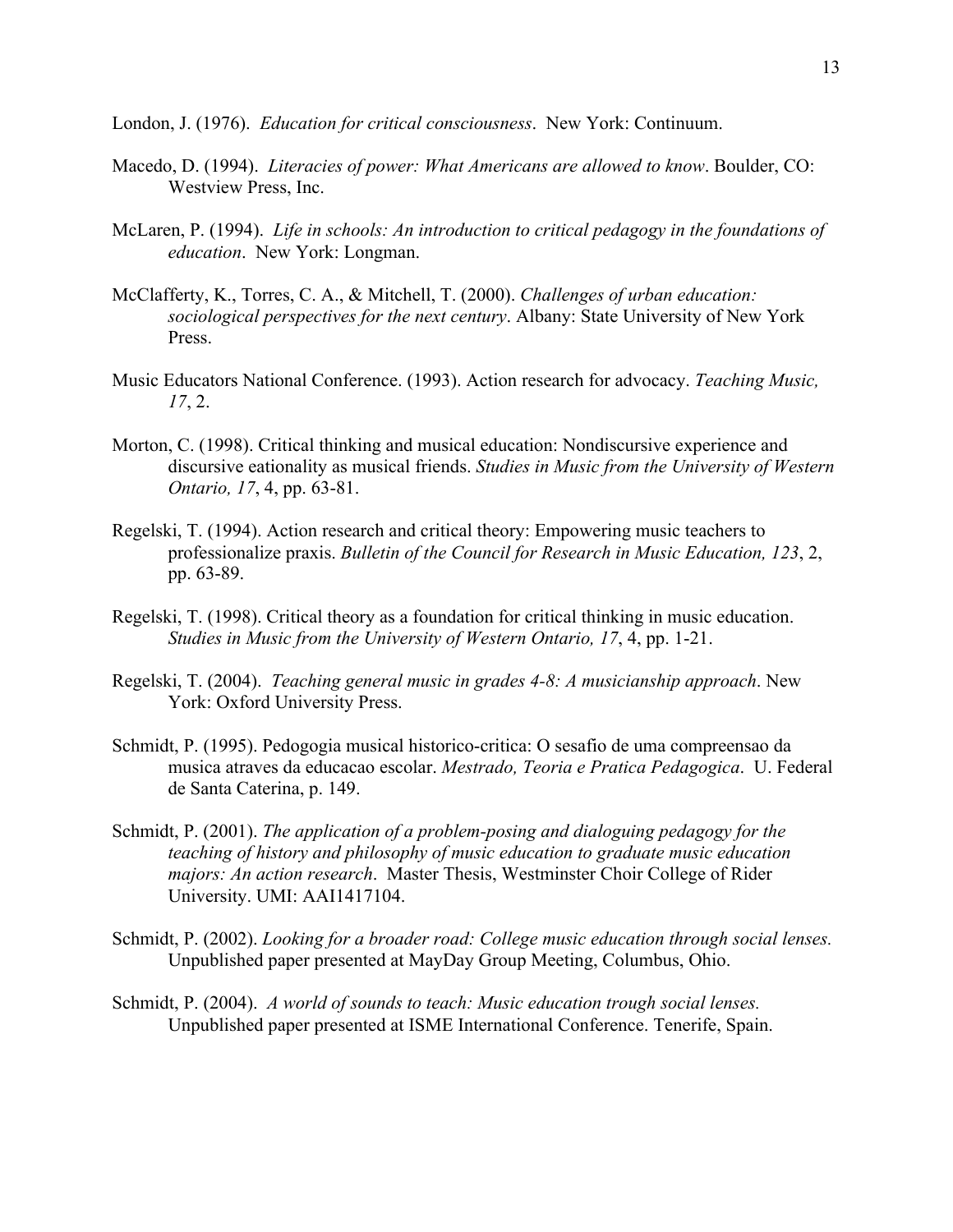London, J. (1976). *Education for critical consciousness*. New York: Continuum.

Macedo, D. (1994). *Literacies of power: What Americans are allowed to know*. Boulder, CO: Westview Press, Inc.

McLaren, P. (1994). *Life in schools: An introduction to critical pedagogy in the foundations of education*. New York: Longman.

McClafferty, K., Torres, C. A., & Mitchell, T. (2000). *Challenges of urban education: sociological perspectives for the next century*. Albany: State University of New York Press.

Music Educators National Conference. (1993). Action research for advocacy. *Teaching Music, 17*, 2.

Morton, C. (1998). Critical thinking and musical education: Nondiscursive experience and discursive eationality as musical friends. *Studies in Music from the University of Western Ontario, 17*, 4, pp. 63-81.

Regelski, T. (1994). Action research and critical theory: Empowering music teachers to professionalize praxis. *Bulletin of the Council for Research in Music Education, 123*, 2, pp. 63-89.

Regelski, T. (1998). Critical theory as a foundation for critical thinking in music education. *Studies in Music from the University of Western Ontario, 17*, 4, pp. 1-21.

Regelski, T. (2004). *Teaching general music in grades 4-8: A musicianship approach*. New York: Oxford University Press.

Schmidt, P. (1995). Pedogogia musical historico-critica: O sesafio de uma compreensao da musica atraves da educacao escolar. *Mestrado, Teoria e Pratica Pedagogica*. U. Federal de Santa Caterina, p. 149.

Schmidt, P. (2001). *The application of a problem-posing and dialoguing pedagogy for the teaching of history and philosophy of music education to graduate music education majors: An action research*. Master Thesis, Westminster Choir College of Rider University. UMI: AAI1417104.

Schmidt, P. (2002). *Looking for a broader road: College music education through social lenses.* Unpublished paper presented at MayDay Group Meeting, Columbus, Ohio.

Schmidt, P. (2004). *A world of sounds to teach: Music education trough social lenses.* Unpublished paper presented at ISME International Conference. Tenerife, Spain.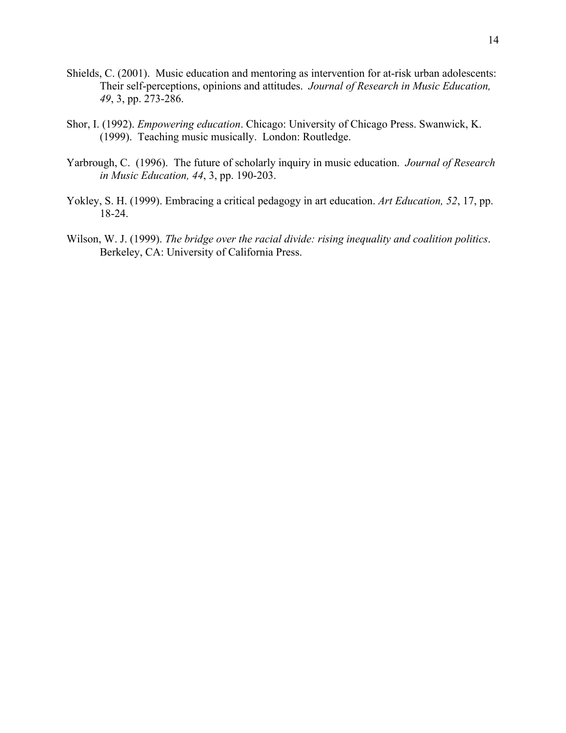Shields, C. (2001). Music education and mentoring as intervention for at-risk urban adolescents: Their self-perceptions, opinions and attitudes. *Journal of Research in Music Education, 49*, 3, pp. 273-286.

Shor, I. (1992). *Empowering education*. Chicago: University of Chicago Press. Swanwick, K. (1999). Teaching music musically. London: Routledge.

Yarbrough, C. (1996). The future of scholarly inquiry in music education. *Journal of Research in Music Education, 44*, 3, pp. 190-203.

Yokley, S. H. (1999). Embracing a critical pedagogy in art education. *Art Education, 52*, 17, pp. 18-24.

Wilson, W. J. (1999). *The bridge over the racial divide: rising inequality and coalition politics*. Berkeley, CA: University of California Press.